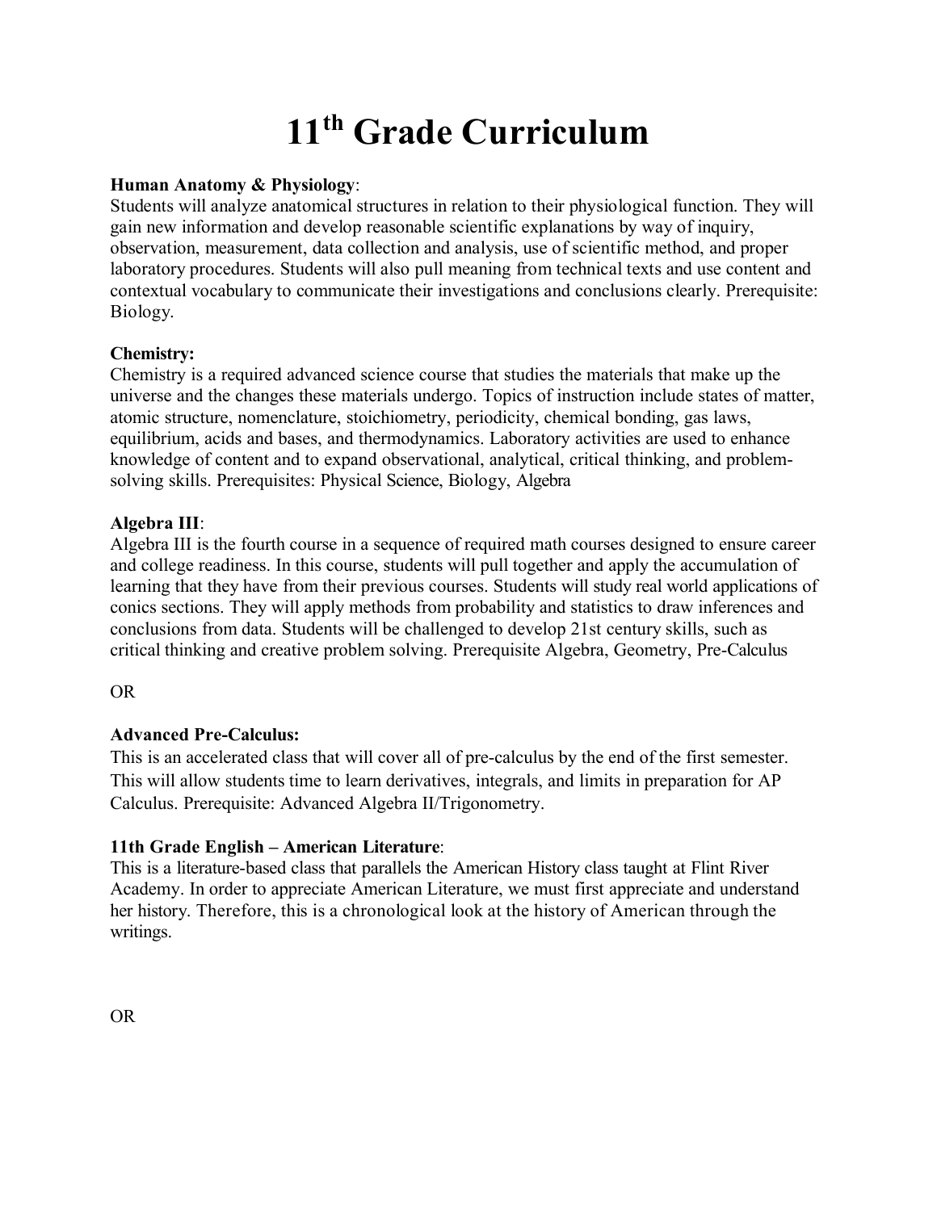# 11th Grade Curriculum

**Human Anatomy & Physiology**:
Students will analyze anatomical structures in relation to their physiological function. They will gain new information and develop reasonable scientific explanations by way of inquiry, observation, measurement, data collection and analysis, use of scientific method, and proper laboratory procedures. Students will also pull meaning from technical texts and use content and contextual vocabulary to communicate their investigations and conclusions clearly. Prerequisite: Biology.

**Chemistry:**
Chemistry is a required advanced science course that studies the materials that make up the universe and the changes these materials undergo. Topics of instruction include states of matter, atomic structure, nomenclature, stoichiometry, periodicity, chemical bonding, gas laws, equilibrium, acids and bases, and thermodynamics. Laboratory activities are used to enhance knowledge of content and to expand observational, analytical, critical thinking, and problem-solving skills. Prerequisites: Physical Science, Biology, Algebra

**Algebra III**:
Algebra III is the fourth course in a sequence of required math courses designed to ensure career and college readiness. In this course, students will pull together and apply the accumulation of learning that they have from their previous courses. Students will study real world applications of conics sections. They will apply methods from probability and statistics to draw inferences and conclusions from data. Students will be challenged to develop 21st century skills, such as critical thinking and creative problem solving. Prerequisite Algebra, Geometry, Pre-Calculus

OR

**Advanced Pre-Calculus:**
This is an accelerated class that will cover all of pre-calculus by the end of the first semester. This will allow students time to learn derivatives, integrals, and limits in preparation for AP Calculus. Prerequisite: Advanced Algebra II/Trigonometry.

**11th Grade English – American Literature**:
This is a literature-based class that parallels the American History class taught at Flint River Academy. In order to appreciate American Literature, we must first appreciate and understand her history. Therefore, this is a chronological look at the history of American through the writings.

OR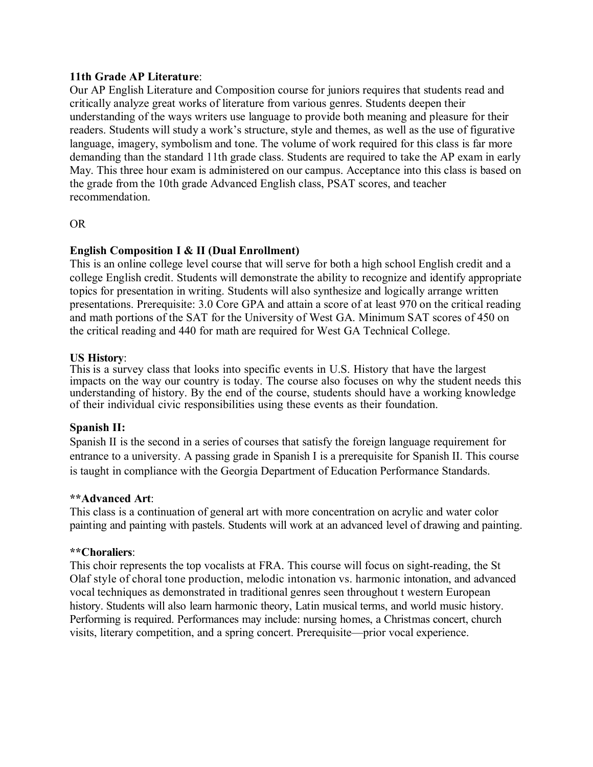**11th Grade AP Literature**:
Our AP English Literature and Composition course for juniors requires that students read and critically analyze great works of literature from various genres. Students deepen their understanding of the ways writers use language to provide both meaning and pleasure for their readers. Students will study a work's structure, style and themes, as well as the use of figurative language, imagery, symbolism and tone. The volume of work required for this class is far more demanding than the standard 11th grade class. Students are required to take the AP exam in early May. This three hour exam is administered on our campus. Acceptance into this class is based on the grade from the 10th grade Advanced English class, PSAT scores, and teacher recommendation.

OR

**English Composition I & II (Dual Enrollment)**
This is an online college level course that will serve for both a high school English credit and a college English credit. Students will demonstrate the ability to recognize and identify appropriate topics for presentation in writing. Students will also synthesize and logically arrange written presentations. Prerequisite: 3.0 Core GPA and attain a score of at least 970 on the critical reading and math portions of the SAT for the University of West GA. Minimum SAT scores of 450 on the critical reading and 440 for math are required for West GA Technical College.

**US History**:
This is a survey class that looks into specific events in U.S. History that have the largest impacts on the way our country is today. The course also focuses on why the student needs this understanding of history. By the end of the course, students should have a working knowledge of their individual civic responsibilities using these events as their foundation.

**Spanish II:**
Spanish II is the second in a series of courses that satisfy the foreign language requirement for entrance to a university. A passing grade in Spanish I is a prerequisite for Spanish II. This course is taught in compliance with the Georgia Department of Education Performance Standards.

****Advanced Art**:
This class is a continuation of general art with more concentration on acrylic and water color painting and painting with pastels. Students will work at an advanced level of drawing and painting.

****Choraliers**:
This choir represents the top vocalists at FRA. This course will focus on sight-reading, the St Olaf style of choral tone production, melodic intonation vs. harmonic intonation, and advanced vocal techniques as demonstrated in traditional genres seen throughout t western European history. Students will also learn harmonic theory, Latin musical terms, and world music history. Performing is required. Performances may include: nursing homes, a Christmas concert, church visits, literary competition, and a spring concert. Prerequisite—prior vocal experience.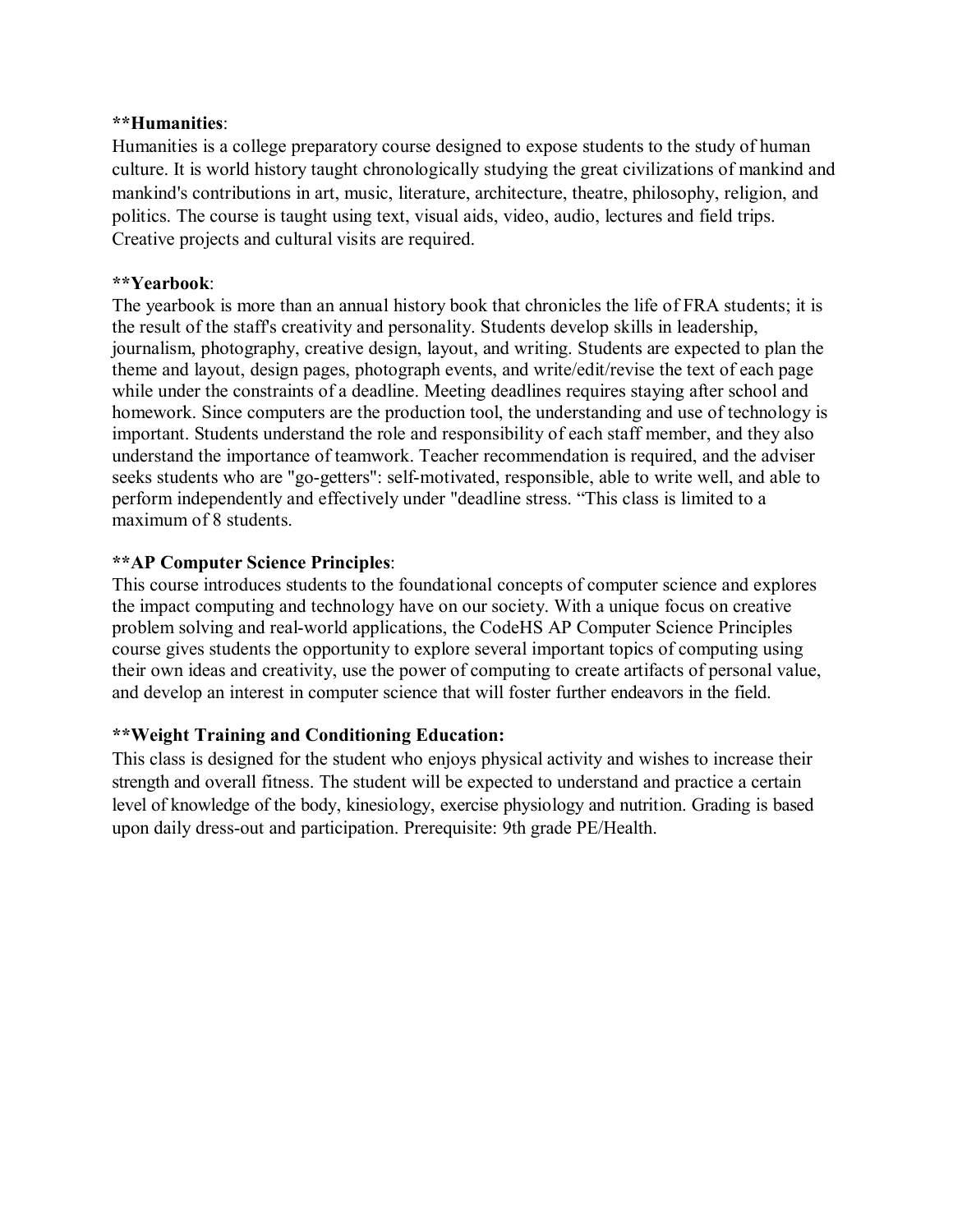**Humanities**:

Humanities is a college preparatory course designed to expose students to the study of human culture. It is world history taught chronologically studying the great civilizations of mankind and mankind's contributions in art, music, literature, architecture, theatre, philosophy, religion, and politics. The course is taught using text, visual aids, video, audio, lectures and field trips. Creative projects and cultural visits are required.

**Yearbook**:

The yearbook is more than an annual history book that chronicles the life of FRA students; it is the result of the staff's creativity and personality. Students develop skills in leadership, journalism, photography, creative design, layout, and writing. Students are expected to plan the theme and layout, design pages, photograph events, and write/edit/revise the text of each page while under the constraints of a deadline. Meeting deadlines requires staying after school and homework. Since computers are the production tool, the understanding and use of technology is important. Students understand the role and responsibility of each staff member, and they also understand the importance of teamwork. Teacher recommendation is required, and the adviser seeks students who are "go-getters": self-motivated, responsible, able to write well, and able to perform independently and effectively under "deadline stress. "This class is limited to a maximum of 8 students.

**AP Computer Science Principles**:

This course introduces students to the foundational concepts of computer science and explores the impact computing and technology have on our society. With a unique focus on creative problem solving and real-world applications, the CodeHS AP Computer Science Principles course gives students the opportunity to explore several important topics of computing using their own ideas and creativity, use the power of computing to create artifacts of personal value, and develop an interest in computer science that will foster further endeavors in the field.

**Weight Training and Conditioning Education:**

This class is designed for the student who enjoys physical activity and wishes to increase their strength and overall fitness. The student will be expected to understand and practice a certain level of knowledge of the body, kinesiology, exercise physiology and nutrition. Grading is based upon daily dress-out and participation. Prerequisite: 9th grade PE/Health.